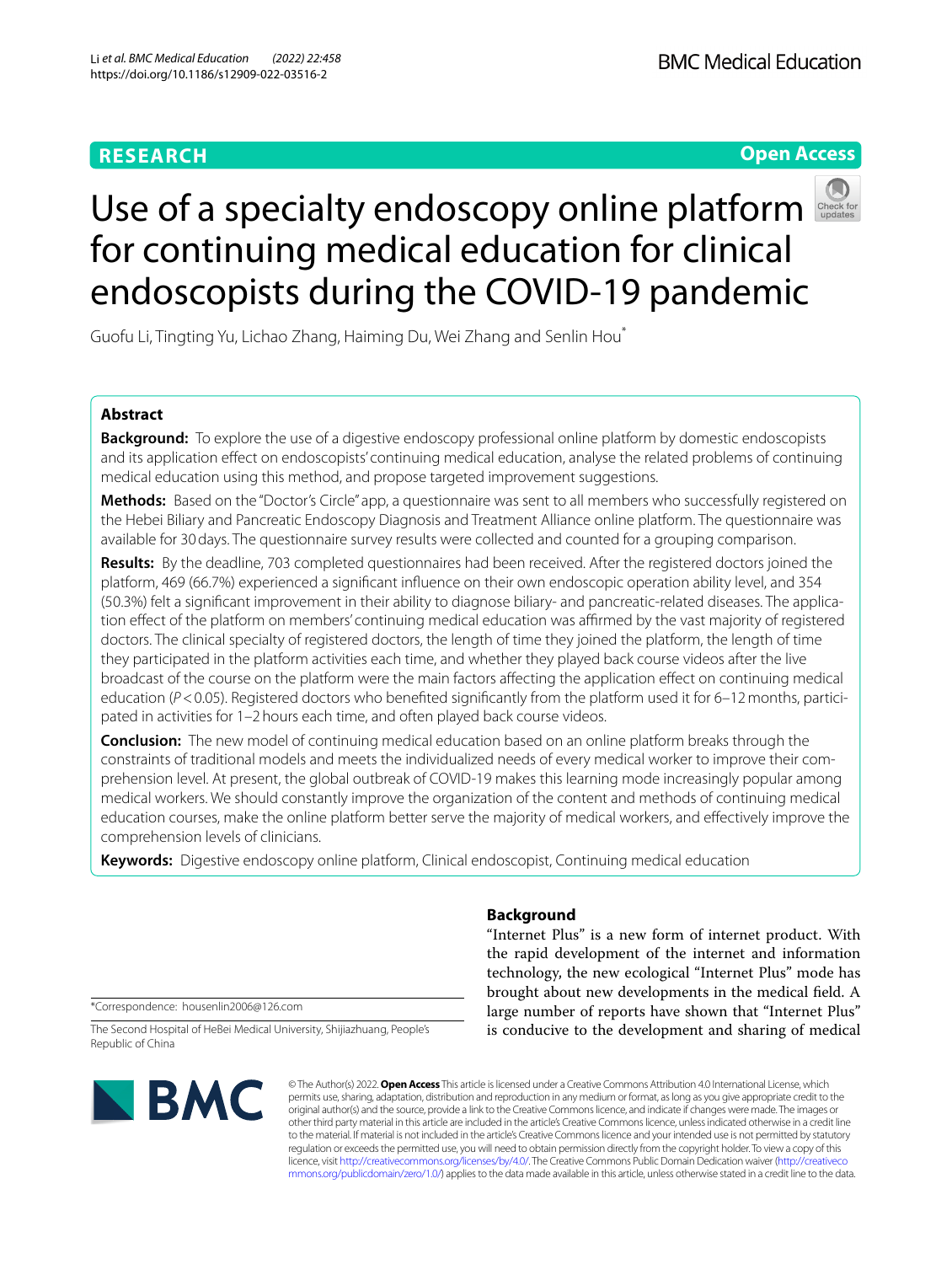RESEARCH

Open Access

# Use of a specialty endoscopy online platform for continuing medical education for clinical endoscopists during the COVID-19 pandemic

Guofu Li, Tingting Yu, Lichao Zhang, Haiming Du, Wei Zhang and Senlin Hou*

## Abstract

**Background:** To explore the use of a digestive endoscopy professional online platform by domestic endoscopists and its application effect on endoscopists' continuing medical education, analyse the related problems of continuing medical education using this method, and propose targeted improvement suggestions.

**Methods:** Based on the "Doctor's Circle" app, a questionnaire was sent to all members who successfully registered on the Hebei Biliary and Pancreatic Endoscopy Diagnosis and Treatment Alliance online platform. The questionnaire was available for 30 days. The questionnaire survey results were collected and counted for a grouping comparison.

**Results:** By the deadline, 703 completed questionnaires had been received. After the registered doctors joined the platform, 469 (66.7%) experienced a significant influence on their own endoscopic operation ability level, and 354 (50.3%) felt a significant improvement in their ability to diagnose biliary- and pancreatic-related diseases. The application effect of the platform on members' continuing medical education was affirmed by the vast majority of registered doctors. The clinical specialty of registered doctors, the length of time they joined the platform, the length of time they participated in the platform activities each time, and whether they played back course videos after the live broadcast of the course on the platform were the main factors affecting the application effect on continuing medical education ($P < 0.05$). Registered doctors who benefited significantly from the platform used it for 6–12 months, participated in activities for 1–2 hours each time, and often played back course videos.

**Conclusion:** The new model of continuing medical education based on an online platform breaks through the constraints of traditional models and meets the individualized needs of every medical worker to improve their comprehension level. At present, the global outbreak of COVID-19 makes this learning mode increasingly popular among medical workers. We should constantly improve the organization of the content and methods of continuing medical education courses, make the online platform better serve the majority of medical workers, and effectively improve the comprehension levels of clinicians.

**Keywords:** Digestive endoscopy online platform, Clinical endoscopist, Continuing medical education

*Correspondence: housenlin2006@126.com

The Second Hospital of HeBei Medical University, Shijiazhuang, People's Republic of China

## Background

"Internet Plus" is a new form of internet product. With the rapid development of the internet and information technology, the new ecological "Internet Plus" mode has brought about new developments in the medical field. A large number of reports have shown that "Internet Plus" is conducive to the development and sharing of medical

© The Author(s) 2022. **Open Access** This article is licensed under a Creative Commons Attribution 4.0 International License, which permits use, sharing, adaptation, distribution and reproduction in any medium or format, as long as you give appropriate credit to the original author(s) and the source, provide a link to the Creative Commons licence, and indicate if changes were made. The images or other third party material in this article are included in the article's Creative Commons licence, unless indicated otherwise in a credit line to the material. If material is not included in the article's Creative Commons licence and your intended use is not permitted by statutory regulation or exceeds the permitted use, you will need to obtain permission directly from the copyright holder. To view a copy of this licence, visit http://creativecommons.org/licenses/by/4.0/. The Creative Commons Public Domain Dedication waiver (http://creativecommons.org/publicdomain/zero/1.0/) applies to the data made available in this article, unless otherwise stated in a credit line to the data.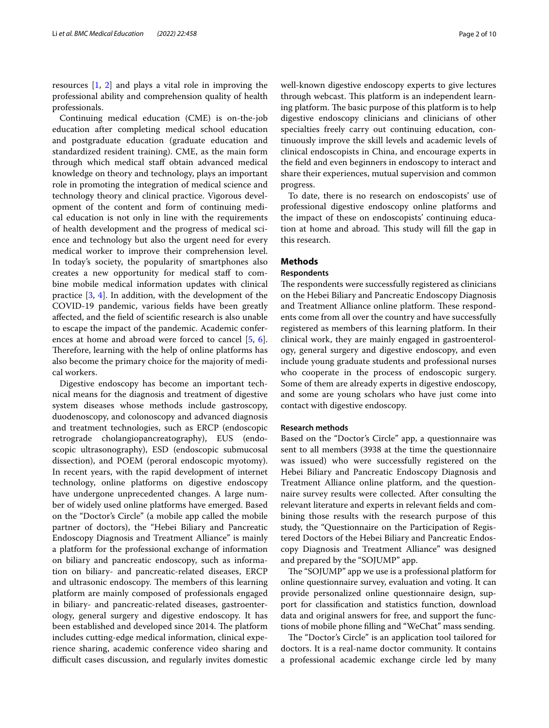resources [1, 2] and plays a vital role in improving the professional ability and comprehension quality of health professionals.

Continuing medical education (CME) is on-the-job education after completing medical school education and postgraduate education (graduate education and standardized resident training). CME, as the main form through which medical staff obtain advanced medical knowledge on theory and technology, plays an important role in promoting the integration of medical science and technology theory and clinical practice. Vigorous development of the content and form of continuing medical education is not only in line with the requirements of health development and the progress of medical science and technology but also the urgent need for every medical worker to improve their comprehension level. In today's society, the popularity of smartphones also creates a new opportunity for medical staff to combine mobile medical information updates with clinical practice [3, 4]. In addition, with the development of the COVID-19 pandemic, various fields have been greatly affected, and the field of scientific research is also unable to escape the impact of the pandemic. Academic conferences at home and abroad were forced to cancel [5, 6]. Therefore, learning with the help of online platforms has also become the primary choice for the majority of medical workers.

Digestive endoscopy has become an important technical means for the diagnosis and treatment of digestive system diseases whose methods include gastroscopy, duodenoscopy, and colonoscopy and advanced diagnosis and treatment technologies, such as ERCP (endoscopic retrograde cholangiopancreatography), EUS (endoscopic ultrasonography), ESD (endoscopic submucosal dissection), and POEM (peroral endoscopic myotomy). In recent years, with the rapid development of internet technology, online platforms on digestive endoscopy have undergone unprecedented changes. A large number of widely used online platforms have emerged. Based on the "Doctor's Circle" (a mobile app called the mobile partner of doctors), the "Hebei Biliary and Pancreatic Endoscopy Diagnosis and Treatment Alliance" is mainly a platform for the professional exchange of information on biliary and pancreatic endoscopy, such as information on biliary- and pancreatic-related diseases, ERCP and ultrasonic endoscopy. The members of this learning platform are mainly composed of professionals engaged in biliary- and pancreatic-related diseases, gastroenterology, general surgery and digestive endoscopy. It has been established and developed since 2014. The platform includes cutting-edge medical information, clinical experience sharing, academic conference video sharing and difficult cases discussion, and regularly invites domestic well-known digestive endoscopy experts to give lectures through webcast. This platform is an independent learning platform. The basic purpose of this platform is to help digestive endoscopy clinicians and clinicians of other specialties freely carry out continuing education, continuously improve the skill levels and academic levels of clinical endoscopists in China, and encourage experts in the field and even beginners in endoscopy to interact and share their experiences, mutual supervision and common progress.

To date, there is no research on endoscopists' use of professional digestive endoscopy online platforms and the impact of these on endoscopists' continuing education at home and abroad. This study will fill the gap in this research.

## Methods

### Respondents

The respondents were successfully registered as clinicians on the Hebei Biliary and Pancreatic Endoscopy Diagnosis and Treatment Alliance online platform. These respondents come from all over the country and have successfully registered as members of this learning platform. In their clinical work, they are mainly engaged in gastroenterology, general surgery and digestive endoscopy, and even include young graduate students and professional nurses who cooperate in the process of endoscopic surgery. Some of them are already experts in digestive endoscopy, and some are young scholars who have just come into contact with digestive endoscopy.

### Research methods

Based on the "Doctor's Circle" app, a questionnaire was sent to all members (3938 at the time the questionnaire was issued) who were successfully registered on the Hebei Biliary and Pancreatic Endoscopy Diagnosis and Treatment Alliance online platform, and the questionnaire survey results were collected. After consulting the relevant literature and experts in relevant fields and combining those results with the research purpose of this study, the "Questionnaire on the Participation of Registered Doctors of the Hebei Biliary and Pancreatic Endoscopy Diagnosis and Treatment Alliance" was designed and prepared by the "SOJUMP" app.

The "SOJUMP" app we use is a professional platform for online questionnaire survey, evaluation and voting. It can provide personalized online questionnaire design, support for classification and statistics function, download data and original answers for free, and support the functions of mobile phone filling and "WeChat" mass sending.

The "Doctor's Circle" is an application tool tailored for doctors. It is a real-name doctor community. It contains a professional academic exchange circle led by many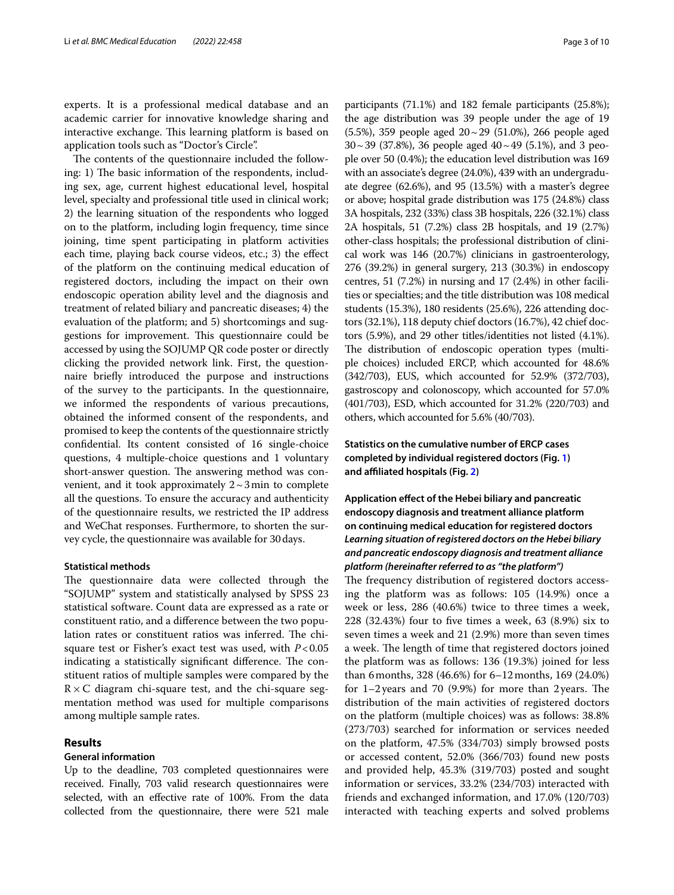experts. It is a professional medical database and an academic carrier for innovative knowledge sharing and interactive exchange. This learning platform is based on application tools such as "Doctor's Circle".

The contents of the questionnaire included the following: 1) The basic information of the respondents, including sex, age, current highest educational level, hospital level, specialty and professional title used in clinical work; 2) the learning situation of the respondents who logged on to the platform, including login frequency, time since joining, time spent participating in platform activities each time, playing back course videos, etc.; 3) the effect of the platform on the continuing medical education of registered doctors, including the impact on their own endoscopic operation ability level and the diagnosis and treatment of related biliary and pancreatic diseases; 4) the evaluation of the platform; and 5) shortcomings and suggestions for improvement. This questionnaire could be accessed by using the SOJUMP QR code poster or directly clicking the provided network link. First, the questionnaire briefly introduced the purpose and instructions of the survey to the participants. In the questionnaire, we informed the respondents of various precautions, obtained the informed consent of the respondents, and promised to keep the contents of the questionnaire strictly confidential. Its content consisted of 16 single-choice questions, 4 multiple-choice questions and 1 voluntary short-answer question. The answering method was convenient, and it took approximately 2~3 min to complete all the questions. To ensure the accuracy and authenticity of the questionnaire results, we restricted the IP address and WeChat responses. Furthermore, to shorten the survey cycle, the questionnaire was available for 30 days.

### Statistical methods

The questionnaire data were collected through the "SOJUMP" system and statistically analysed by SPSS 23 statistical software. Count data are expressed as a rate or constituent ratio, and a difference between the two population rates or constituent ratios was inferred. The chi-square test or Fisher's exact test was used, with $P < 0.05$ indicating a statistically significant difference. The constituent ratios of multiple samples were compared by the $R \times C$ diagram chi-square test, and the chi-square segmentation method was used for multiple comparisons among multiple sample rates.

## Results

### General information

Up to the deadline, 703 completed questionnaires were received. Finally, 703 valid research questionnaires were selected, with an effective rate of 100%. From the data collected from the questionnaire, there were 521 male participants (71.1%) and 182 female participants (25.8%); the age distribution was 39 people under the age of 19 (5.5%), 359 people aged 20~29 (51.0%), 266 people aged 30~39 (37.8%), 36 people aged 40~49 (5.1%), and 3 people over 50 (0.4%); the education level distribution was 169 with an associate's degree (24.0%), 439 with an undergraduate degree (62.6%), and 95 (13.5%) with a master's degree or above; hospital grade distribution was 175 (24.8%) class 3A hospitals, 232 (33%) class 3B hospitals, 226 (32.1%) class 2A hospitals, 51 (7.2%) class 2B hospitals, and 19 (2.7%) other-class hospitals; the professional distribution of clinical work was 146 (20.7%) clinicians in gastroenterology, 276 (39.2%) in general surgery, 213 (30.3%) in endoscopy centres, 51 (7.2%) in nursing and 17 (2.4%) in other facilities or specialties; and the title distribution was 108 medical students (15.3%), 180 residents (25.6%), 226 attending doctors (32.1%), 118 deputy chief doctors (16.7%), 42 chief doctors (5.9%), and 29 other titles/identities not listed (4.1%). The distribution of endoscopic operation types (multiple choices) included ERCP, which accounted for 48.6% (342/703), EUS, which accounted for 52.9% (372/703), gastroscopy and colonoscopy, which accounted for 57.0% (401/703), ESD, which accounted for 31.2% (220/703) and others, which accounted for 5.6% (40/703).

### Statistics on the cumulative number of ERCP cases completed by individual registered doctors (Fig. 1) and affiliated hospitals (Fig. 2)

### Application effect of the Hebei biliary and pancreatic endoscopy diagnosis and treatment alliance platform on continuing medical education for registered doctors

#### *Learning situation of registered doctors on the Hebei biliary and pancreatic endoscopy diagnosis and treatment alliance platform (hereinafter referred to as "the platform")*

The frequency distribution of registered doctors accessing the platform was as follows: 105 (14.9%) once a week or less, 286 (40.6%) twice to three times a week, 228 (32.43%) four to five times a week, 63 (8.9%) six to seven times a week and 21 (2.9%) more than seven times a week. The length of time that registered doctors joined the platform was as follows: 136 (19.3%) joined for less than 6 months, 328 (46.6%) for 6–12 months, 169 (24.0%) for 1–2 years and 70 (9.9%) for more than 2 years. The distribution of the main activities of registered doctors on the platform (multiple choices) was as follows: 38.8% (273/703) searched for information or services needed on the platform, 47.5% (334/703) simply browsed posts or accessed content, 52.0% (366/703) found new posts and provided help, 45.3% (319/703) posted and sought information or services, 33.2% (234/703) interacted with friends and exchanged information, and 17.0% (120/703) interacted with teaching experts and solved problems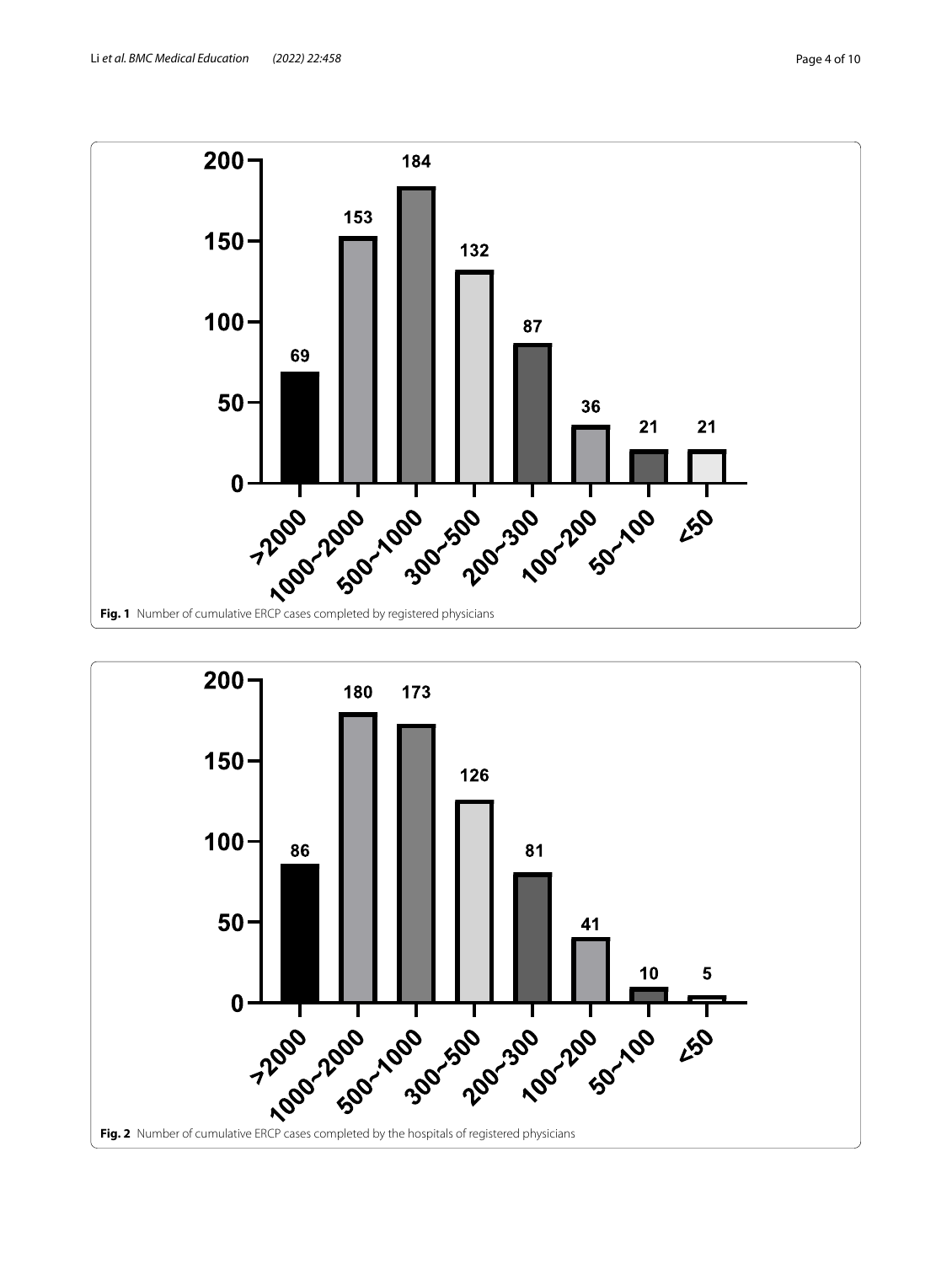Fig. 1 Number of cumulative ERCP cases completed by registered physicians

Fig. 2 Number of cumulative ERCP cases completed by the hospitals of registered physicians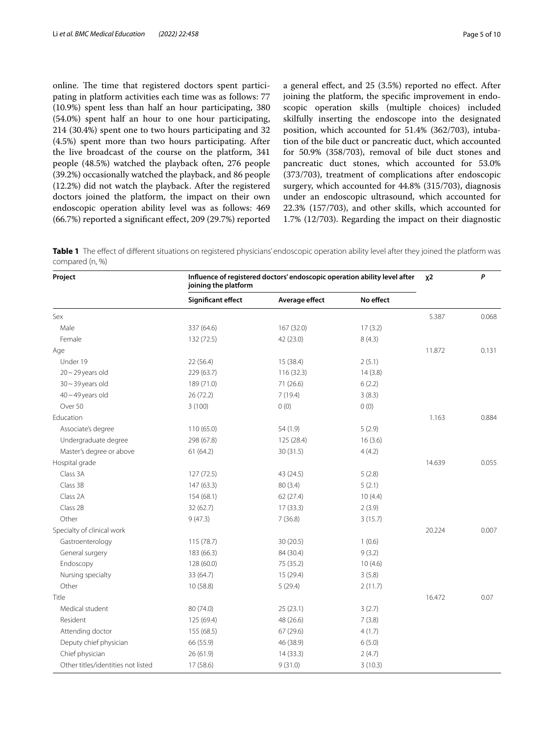online. The time that registered doctors spent participating in platform activities each time was as follows: 77 (10.9%) spent less than half an hour participating, 380 (54.0%) spent half an hour to one hour participating, 214 (30.4%) spent one to two hours participating and 32 (4.5%) spent more than two hours participating. After the live broadcast of the course on the platform, 341 people (48.5%) watched the playback often, 276 people (39.2%) occasionally watched the playback, and 86 people (12.2%) did not watch the playback. After the registered doctors joined the platform, the impact on their own endoscopic operation ability level was as follows: 469 (66.7%) reported a significant effect, 209 (29.7%) reported a general effect, and 25 (3.5%) reported no effect. After joining the platform, the specific improvement in endoscopic operation skills (multiple choices) included skilfully inserting the endoscope into the designated position, which accounted for 51.4% (362/703), intubation of the bile duct or pancreatic duct, which accounted for 50.9% (358/703), removal of bile duct stones and pancreatic duct stones, which accounted for 53.0% (373/703), treatment of complications after endoscopic surgery, which accounted for 44.8% (315/703), diagnosis under an endoscopic ultrasound, which accounted for 22.3% (157/703), and other skills, which accounted for 1.7% (12/703). Regarding the impact on their diagnostic

**Table 1** The effect of different situations on registered physicians' endoscopic operation ability level after they joined the platform was compared (n, %)

| Project | Influence of registered doctors' endoscopic operation ability level after joining the platform | | | χ2 | *P* |
|---|---|---|---|---|---|
| | **Significant effect** | **Average effect** | **No effect** | | |
| Sex | | | | 5.387 | 0.068 |
| Male | 337 (64.6) | 167 (32.0) | 17 (3.2) | | |
| Female | 132 (72.5) | 42 (23.0) | 8 (4.3) | | |
| Age | | | | 11.872 | 0.131 |
| Under 19 | 22 (56.4) | 15 (38.4) | 2 (5.1) | | |
| 20 ~ 29 years old | 229 (63.7) | 116 (32.3) | 14 (3.8) | | |
| 30 ~ 39 years old | 189 (71.0) | 71 (26.6) | 6 (2.2) | | |
| 40 ~ 49 years old | 26 (72.2) | 7 (19.4) | 3 (8.3) | | |
| Over 50 | 3 (100) | 0 (0) | 0 (0) | | |
| Education | | | | 1.163 | 0.884 |
| Associate's degree | 110 (65.0) | 54 (1.9) | 5 (2.9) | | |
| Undergraduate degree | 298 (67.8) | 125 (28.4) | 16 (3.6) | | |
| Master's degree or above | 61 (64.2) | 30 (31.5) | 4 (4.2) | | |
| Hospital grade | | | | 14.639 | 0.055 |
| Class 3A | 127 (72.5) | 43 (24.5) | 5 (2.8) | | |
| Class 3B | 147 (63.3) | 80 (3.4) | 5 (2.1) | | |
| Class 2A | 154 (68.1) | 62 (27.4) | 10 (4.4) | | |
| Class 2B | 32 (62.7) | 17 (33.3) | 2 (3.9) | | |
| Other | 9 (47.3) | 7 (36.8) | 3 (15.7) | | |
| Specialty of clinical work | | | | 20.224 | 0.007 |
| Gastroenterology | 115 (78.7) | 30 (20.5) | 1 (0.6) | | |
| General surgery | 183 (66.3) | 84 (30.4) | 9 (3.2) | | |
| Endoscopy | 128 (60.0) | 75 (35.2) | 10 (4.6) | | |
| Nursing specialty | 33 (64.7) | 15 (29.4) | 3 (5.8) | | |
| Other | 10 (58.8) | 5 (29.4) | 2 (11.7) | | |
| Title | | | | 16.472 | 0.07 |
| Medical student | 80 (74.0) | 25 (23.1) | 3 (2.7) | | |
| Resident | 125 (69.4) | 48 (26.6) | 7 (3.8) | | |
| Attending doctor | 155 (68.5) | 67 (29.6) | 4 (1.7) | | |
| Deputy chief physician | 66 (55.9) | 46 (38.9) | 6 (5.0) | | |
| Chief physician | 26 (61.9) | 14 (33.3) | 2 (4.7) | | |
| Other titles/identities not listed | 17 (58.6) | 9 (31.0) | 3 (10.3) | | |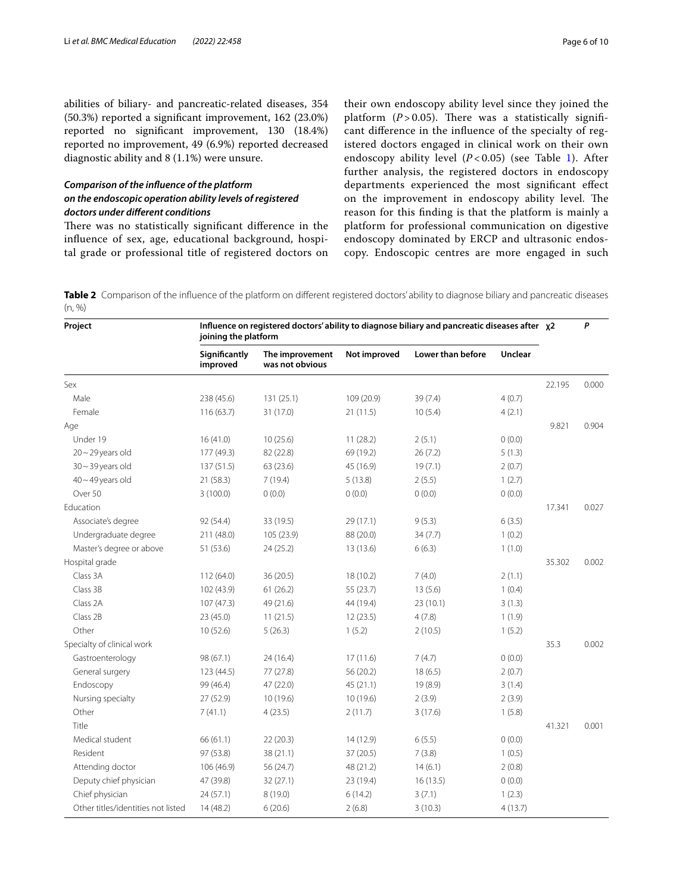abilities of biliary- and pancreatic-related diseases, 354 (50.3%) reported a significant improvement, 162 (23.0%) reported no significant improvement, 130 (18.4%) reported no improvement, 49 (6.9%) reported decreased diagnostic ability and 8 (1.1%) were unsure.

### *Comparison of the influence of the platform on the endoscopic operation ability levels of registered doctors under different conditions*

There was no statistically significant difference in the influence of sex, age, educational background, hospital grade or professional title of registered doctors on their own endoscopy ability level since they joined the platform ($P > 0.05$). There was a statistically significant difference in the influence of the specialty of registered doctors engaged in clinical work on their own endoscopy ability level ($P < 0.05$) (see Table 1). After further analysis, the registered doctors in endoscopy departments experienced the most significant effect on the improvement in endoscopy ability level. The reason for this finding is that the platform is mainly a platform for professional communication on digestive endoscopy dominated by ERCP and ultrasonic endoscopy. Endoscopic centres are more engaged in such

**Table 2** Comparison of the influence of the platform on different registered doctors' ability to diagnose biliary and pancreatic diseases (n, %)

| Project | Influence on registered doctors' ability to diagnose biliary and pancreatic diseases after joining the platform | | | | | $\chi 2$ | *P* |
|---|---|---|---|---|---|---|---|
| | Significantly improved | The improvement was not obvious | Not improved | Lower than before | Unclear | | |
| Sex | | | | | | 22.195 | 0.000 |
| Male | 238 (45.6) | 131 (25.1) | 109 (20.9) | 39 (7.4) | 4 (0.7) | | |
| Female | 116 (63.7) | 31 (17.0) | 21 (11.5) | 10 (5.4) | 4 (2.1) | | |
| Age | | | | | | 9.821 | 0.904 |
| Under 19 | 16 (41.0) | 10 (25.6) | 11 (28.2) | 2 (5.1) | 0 (0.0) | | |
| 20 ~ 29 years old | 177 (49.3) | 82 (22.8) | 69 (19.2) | 26 (7.2) | 5 (1.3) | | |
| 30 ~ 39 years old | 137 (51.5) | 63 (23.6) | 45 (16.9) | 19 (7.1) | 2 (0.7) | | |
| 40 ~ 49 years old | 21 (58.3) | 7 (19.4) | 5 (13.8) | 2 (5.5) | 1 (2.7) | | |
| Over 50 | 3 (100.0) | 0 (0.0) | 0 (0.0) | 0 (0.0) | 0 (0.0) | | |
| Education | | | | | | 17.341 | 0.027 |
| Associate's degree | 92 (54.4) | 33 (19.5) | 29 (17.1) | 9 (5.3) | 6 (3.5) | | |
| Undergraduate degree | 211 (48.0) | 105 (23.9) | 88 (20.0) | 34 (7.7) | 1 (0.2) | | |
| Master's degree or above | 51 (53.6) | 24 (25.2) | 13 (13.6) | 6 (6.3) | 1 (1.0) | | |
| Hospital grade | | | | | | 35.302 | 0.002 |
| Class 3A | 112 (64.0) | 36 (20.5) | 18 (10.2) | 7 (4.0) | 2 (1.1) | | |
| Class 3B | 102 (43.9) | 61 (26.2) | 55 (23.7) | 13 (5.6) | 1 (0.4) | | |
| Class 2A | 107 (47.3) | 49 (21.6) | 44 (19.4) | 23 (10.1) | 3 (1.3) | | |
| Class 2B | 23 (45.0) | 11 (21.5) | 12 (23.5) | 4 (7.8) | 1 (1.9) | | |
| Other | 10 (52.6) | 5 (26.3) | 1 (5.2) | 2 (10.5) | 1 (5.2) | | |
| Specialty of clinical work | | | | | | 35.3 | 0.002 |
| Gastroenterology | 98 (67.1) | 24 (16.4) | 17 (11.6) | 7 (4.7) | 0 (0.0) | | |
| General surgery | 123 (44.5) | 77 (27.8) | 56 (20.2) | 18 (6.5) | 2 (0.7) | | |
| Endoscopy | 99 (46.4) | 47 (22.0) | 45 (21.1) | 19 (8.9) | 3 (1.4) | | |
| Nursing specialty | 27 (52.9) | 10 (19.6) | 10 (19.6) | 2 (3.9) | 2 (3.9) | | |
| Other | 7 (41.1) | 4 (23.5) | 2 (11.7) | 3 (17.6) | 1 (5.8) | | |
| Title | | | | | | 41.321 | 0.001 |
| Medical student | 66 (61.1) | 22 (20.3) | 14 (12.9) | 6 (5.5) | 0 (0.0) | | |
| Resident | 97 (53.8) | 38 (21.1) | 37 (20.5) | 7 (3.8) | 1 (0.5) | | |
| Attending doctor | 106 (46.9) | 56 (24.7) | 48 (21.2) | 14 (6.1) | 2 (0.8) | | |
| Deputy chief physician | 47 (39.8) | 32 (27.1) | 23 (19.4) | 16 (13.5) | 0 (0.0) | | |
| Chief physician | 24 (57.1) | 8 (19.0) | 6 (14.2) | 3 (7.1) | 1 (2.3) | | |
| Other titles/identities not listed | 14 (48.2) | 6 (20.6) | 2 (6.8) | 3 (10.3) | 4 (13.7) | | |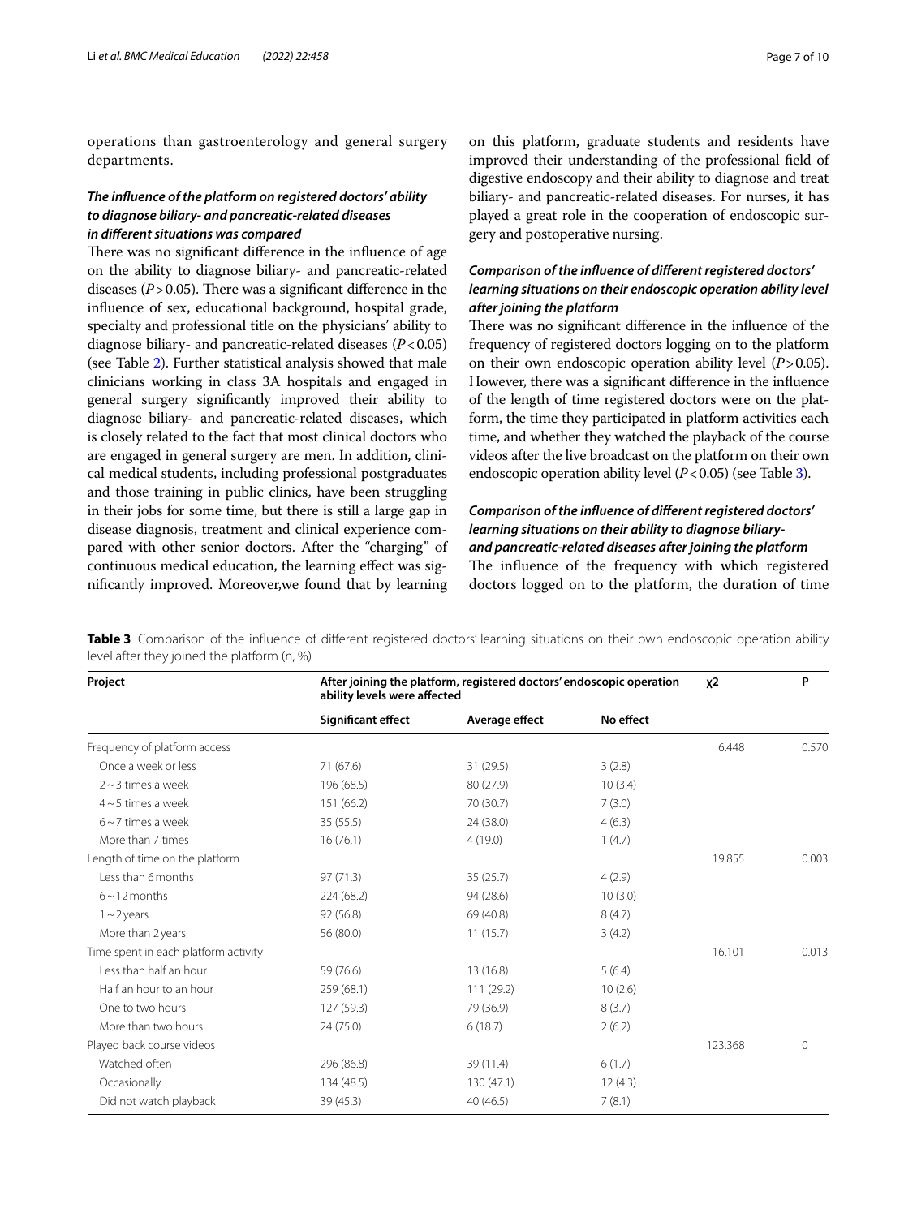operations than gastroenterology and general surgery departments.

### *The influence of the platform on registered doctors' ability to diagnose biliary- and pancreatic-related diseases in different situations was compared*

There was no significant difference in the influence of age on the ability to diagnose biliary- and pancreatic-related diseases ($P > 0.05$). There was a significant difference in the influence of sex, educational background, hospital grade, specialty and professional title on the physicians' ability to diagnose biliary- and pancreatic-related diseases ($P < 0.05$) (see Table 2). Further statistical analysis showed that male clinicians working in class 3A hospitals and engaged in general surgery significantly improved their ability to diagnose biliary- and pancreatic-related diseases, which is closely related to the fact that most clinical doctors who are engaged in general surgery are men. In addition, clinical medical students, including professional postgraduates and those training in public clinics, have been struggling in their jobs for some time, but there is still a large gap in disease diagnosis, treatment and clinical experience compared with other senior doctors. After the "charging" of continuous medical education, the learning effect was significantly improved. Moreover,we found that by learning on this platform, graduate students and residents have improved their understanding of the professional field of digestive endoscopy and their ability to diagnose and treat biliary- and pancreatic-related diseases. For nurses, it has played a great role in the cooperation of endoscopic surgery and postoperative nursing.

### *Comparison of the influence of different registered doctors' learning situations on their endoscopic operation ability level after joining the platform*

There was no significant difference in the influence of the frequency of registered doctors logging on to the platform on their own endoscopic operation ability level ($P > 0.05$). However, there was a significant difference in the influence of the length of time registered doctors were on the platform, the time they participated in platform activities each time, and whether they watched the playback of the course videos after the live broadcast on the platform on their own endoscopic operation ability level ($P < 0.05$) (see Table 3).

### *Comparison of the influence of different registered doctors' learning situations on their ability to diagnose biliary- and pancreatic-related diseases after joining the platform*

The influence of the frequency with which registered doctors logged on to the platform, the duration of time

**Table 3** Comparison of the influence of different registered doctors' learning situations on their own endoscopic operation ability level after they joined the platform (n, %)

| Project | After joining the platform, registered doctors' endoscopic operation ability levels were affected | | | χ2 | P |
|---|---|---|---|---|---|
| | Significant effect | Average effect | No effect | | |
| Frequency of platform access | | | | 6.448 | 0.570 |
| Once a week or less | 71 (67.6) | 31 (29.5) | 3 (2.8) | | |
| 2 ~ 3 times a week | 196 (68.5) | 80 (27.9) | 10 (3.4) | | |
| 4 ~ 5 times a week | 151 (66.2) | 70 (30.7) | 7 (3.0) | | |
| 6 ~ 7 times a week | 35 (55.5) | 24 (38.0) | 4 (6.3) | | |
| More than 7 times | 16 (76.1) | 4 (19.0) | 1 (4.7) | | |
| Length of time on the platform | | | | 19.855 | 0.003 |
| Less than 6 months | 97 (71.3) | 35 (25.7) | 4 (2.9) | | |
| 6 ~ 12 months | 224 (68.2) | 94 (28.6) | 10 (3.0) | | |
| 1 ~ 2 years | 92 (56.8) | 69 (40.8) | 8 (4.7) | | |
| More than 2 years | 56 (80.0) | 11 (15.7) | 3 (4.2) | | |
| Time spent in each platform activity | | | | 16.101 | 0.013 |
| Less than half an hour | 59 (76.6) | 13 (16.8) | 5 (6.4) | | |
| Half an hour to an hour | 259 (68.1) | 111 (29.2) | 10 (2.6) | | |
| One to two hours | 127 (59.3) | 79 (36.9) | 8 (3.7) | | |
| More than two hours | 24 (75.0) | 6 (18.7) | 2 (6.2) | | |
| Played back course videos | | | | 123.368 | 0 |
| Watched often | 296 (86.8) | 39 (11.4) | 6 (1.7) | | |
| Occasionally | 134 (48.5) | 130 (47.1) | 12 (4.3) | | |
| Did not watch playback | 39 (45.3) | 40 (46.5) | 7 (8.1) | | |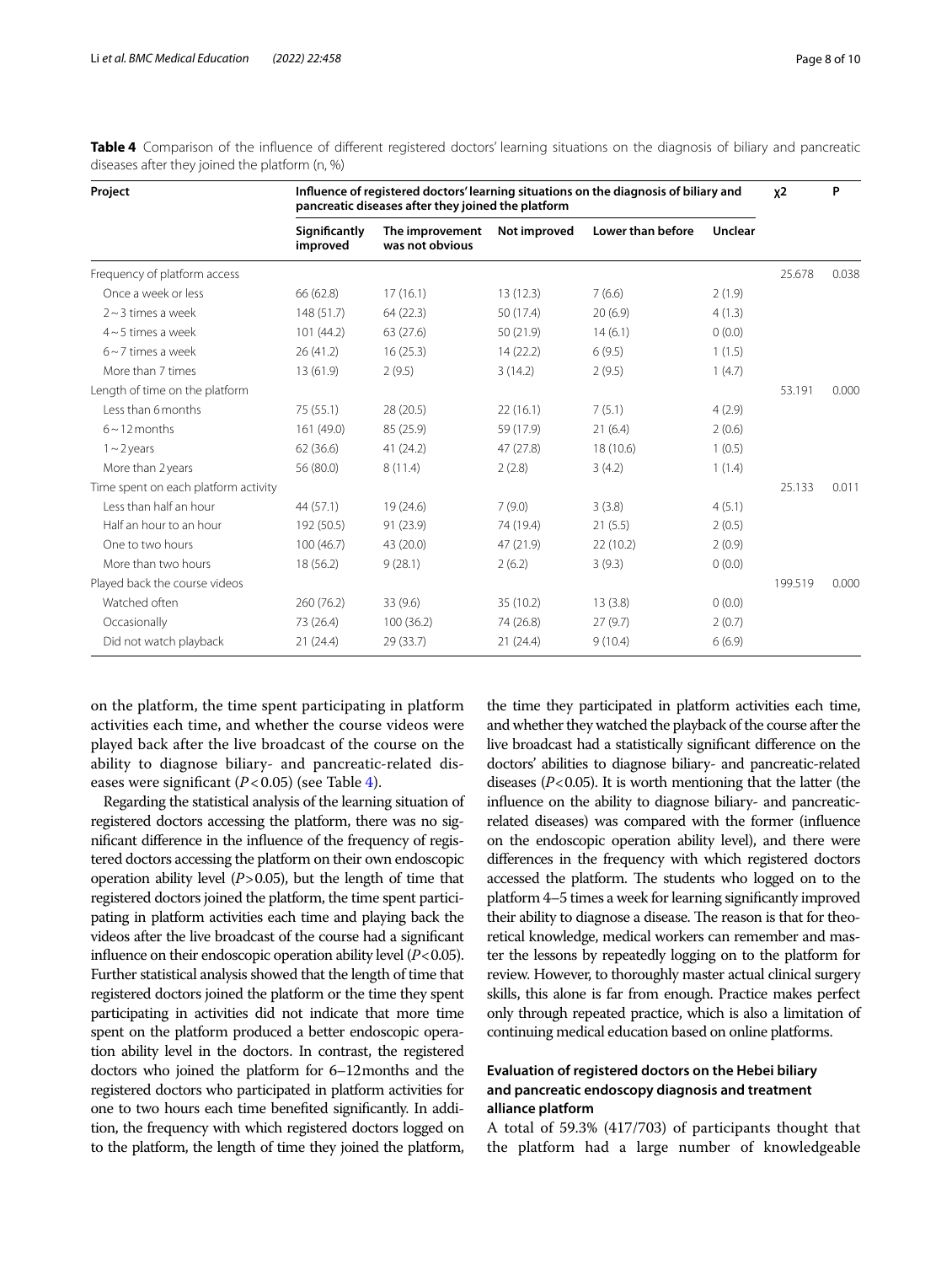**Table 4** Comparison of the influence of different registered doctors' learning situations on the diagnosis of biliary and pancreatic diseases after they joined the platform (n, %)

| Project | Influence of registered doctors' learning situations on the diagnosis of biliary and pancreatic diseases after they joined the platform | | | | | χ2 | P |
|---|---|---|---|---|---|---|---|
| | Significantly improved | The improvement was not obvious | Not improved | Lower than before | Unclear | | |
| Frequency of platform access | | | | | | 25.678 | 0.038 |
| Once a week or less | 66 (62.8) | 17 (16.1) | 13 (12.3) | 7 (6.6) | 2 (1.9) | | |
| 2 ~ 3 times a week | 148 (51.7) | 64 (22.3) | 50 (17.4) | 20 (6.9) | 4 (1.3) | | |
| 4 ~ 5 times a week | 101 (44.2) | 63 (27.6) | 50 (21.9) | 14 (6.1) | 0 (0.0) | | |
| 6 ~ 7 times a week | 26 (41.2) | 16 (25.3) | 14 (22.2) | 6 (9.5) | 1 (1.5) | | |
| More than 7 times | 13 (61.9) | 2 (9.5) | 3 (14.2) | 2 (9.5) | 1 (4.7) | | |
| Length of time on the platform | | | | | | 53.191 | 0.000 |
| Less than 6 months | 75 (55.1) | 28 (20.5) | 22 (16.1) | 7 (5.1) | 4 (2.9) | | |
| 6 ~ 12 months | 161 (49.0) | 85 (25.9) | 59 (17.9) | 21 (6.4) | 2 (0.6) | | |
| 1 ~ 2 years | 62 (36.6) | 41 (24.2) | 47 (27.8) | 18 (10.6) | 1 (0.5) | | |
| More than 2 years | 56 (80.0) | 8 (11.4) | 2 (2.8) | 3 (4.2) | 1 (1.4) | | |
| Time spent on each platform activity | | | | | | 25.133 | 0.011 |
| Less than half an hour | 44 (57.1) | 19 (24.6) | 7 (9.0) | 3 (3.8) | 4 (5.1) | | |
| Half an hour to an hour | 192 (50.5) | 91 (23.9) | 74 (19.4) | 21 (5.5) | 2 (0.5) | | |
| One to two hours | 100 (46.7) | 43 (20.0) | 47 (21.9) | 22 (10.2) | 2 (0.9) | | |
| More than two hours | 18 (56.2) | 9 (28.1) | 2 (6.2) | 3 (9.3) | 0 (0.0) | | |
| Played back the course videos | | | | | | 199.519 | 0.000 |
| Watched often | 260 (76.2) | 33 (9.6) | 35 (10.2) | 13 (3.8) | 0 (0.0) | | |
| Occasionally | 73 (26.4) | 100 (36.2) | 74 (26.8) | 27 (9.7) | 2 (0.7) | | |
| Did not watch playback | 21 (24.4) | 29 (33.7) | 21 (24.4) | 9 (10.4) | 6 (6.9) | | |

on the platform, the time spent participating in platform activities each time, and whether the course videos were played back after the live broadcast of the course on the ability to diagnose biliary- and pancreatic-related diseases were significant ($P < 0.05$) (see Table 4).

Regarding the statistical analysis of the learning situation of registered doctors accessing the platform, there was no significant difference in the influence of the frequency of registered doctors accessing the platform on their own endoscopic operation ability level ($P > 0.05$), but the length of time that registered doctors joined the platform, the time spent participating in platform activities each time and playing back the videos after the live broadcast of the course had a significant influence on their endoscopic operation ability level ($P < 0.05$). Further statistical analysis showed that the length of time that registered doctors joined the platform or the time they spent participating in activities did not indicate that more time spent on the platform produced a better endoscopic operation ability level in the doctors. In contrast, the registered doctors who joined the platform for 6–12 months and the registered doctors who participated in platform activities for one to two hours each time benefited significantly. In addition, the frequency with which registered doctors logged on to the platform, the length of time they joined the platform, the time they participated in platform activities each time, and whether they watched the playback of the course after the live broadcast had a statistically significant difference on the doctors' abilities to diagnose biliary- and pancreatic-related diseases ($P < 0.05$). It is worth mentioning that the latter (the influence on the ability to diagnose biliary- and pancreatic-related diseases) was compared with the former (influence on the endoscopic operation ability level), and there were differences in the frequency with which registered doctors accessed the platform. The students who logged on to the platform 4–5 times a week for learning significantly improved their ability to diagnose a disease. The reason is that for theoretical knowledge, medical workers can remember and master the lessons by repeatedly logging on to the platform for review. However, to thoroughly master actual clinical surgery skills, this alone is far from enough. Practice makes perfect only through repeated practice, which is also a limitation of continuing medical education based on online platforms.

### Evaluation of registered doctors on the Hebei biliary and pancreatic endoscopy diagnosis and treatment alliance platform

A total of 59.3% (417/703) of participants thought that the platform had a large number of knowledgeable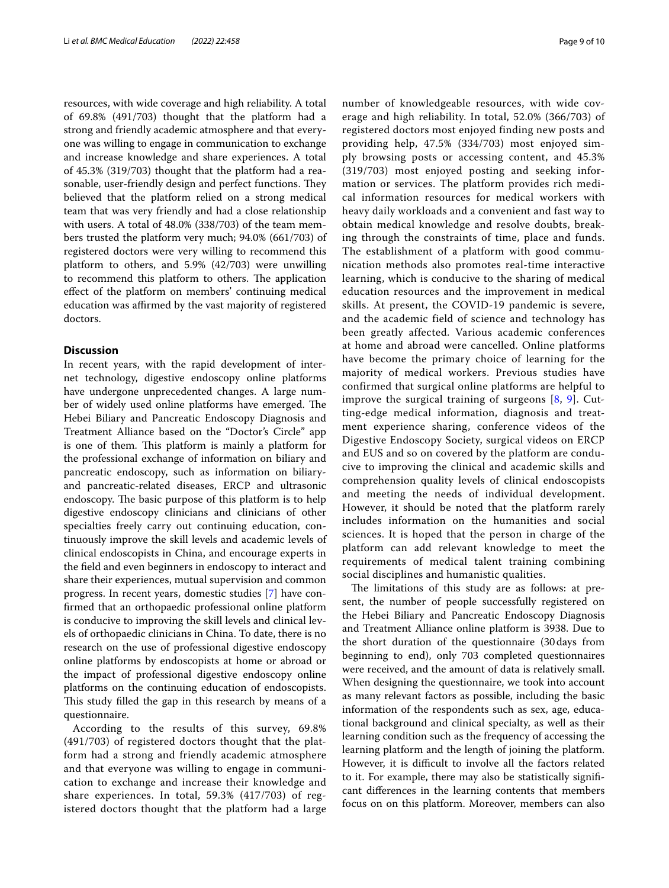resources, with wide coverage and high reliability. A total of 69.8% (491/703) thought that the platform had a strong and friendly academic atmosphere and that everyone was willing to engage in communication to exchange and increase knowledge and share experiences. A total of 45.3% (319/703) thought that the platform had a reasonable, user-friendly design and perfect functions. They believed that the platform relied on a strong medical team that was very friendly and had a close relationship with users. A total of 48.0% (338/703) of the team members trusted the platform very much; 94.0% (661/703) of registered doctors were very willing to recommend this platform to others, and 5.9% (42/703) were unwilling to recommend this platform to others. The application effect of the platform on members' continuing medical education was affirmed by the vast majority of registered doctors.

## Discussion

In recent years, with the rapid development of internet technology, digestive endoscopy online platforms have undergone unprecedented changes. A large number of widely used online platforms have emerged. The Hebei Biliary and Pancreatic Endoscopy Diagnosis and Treatment Alliance based on the "Doctor's Circle" app is one of them. This platform is mainly a platform for the professional exchange of information on biliary and pancreatic endoscopy, such as information on biliary- and pancreatic-related diseases, ERCP and ultrasonic endoscopy. The basic purpose of this platform is to help digestive endoscopy clinicians and clinicians of other specialties freely carry out continuing education, continuously improve the skill levels and academic levels of clinical endoscopists in China, and encourage experts in the field and even beginners in endoscopy to interact and share their experiences, mutual supervision and common progress. In recent years, domestic studies [7] have confirmed that an orthopaedic professional online platform is conducive to improving the skill levels and clinical levels of orthopaedic clinicians in China. To date, there is no research on the use of professional digestive endoscopy online platforms by endoscopists at home or abroad or the impact of professional digestive endoscopy online platforms on the continuing education of endoscopists. This study filled the gap in this research by means of a questionnaire.

According to the results of this survey, 69.8% (491/703) of registered doctors thought that the platform had a strong and friendly academic atmosphere and that everyone was willing to engage in communication to exchange and increase their knowledge and share experiences. In total, 59.3% (417/703) of registered doctors thought that the platform had a large number of knowledgeable resources, with wide coverage and high reliability. In total, 52.0% (366/703) of registered doctors most enjoyed finding new posts and providing help, 47.5% (334/703) most enjoyed simply browsing posts or accessing content, and 45.3% (319/703) most enjoyed posting and seeking information or services. The platform provides rich medical information resources for medical workers with heavy daily workloads and a convenient and fast way to obtain medical knowledge and resolve doubts, breaking through the constraints of time, place and funds. The establishment of a platform with good communication methods also promotes real-time interactive learning, which is conducive to the sharing of medical education resources and the improvement in medical skills. At present, the COVID-19 pandemic is severe, and the academic field of science and technology has been greatly affected. Various academic conferences at home and abroad were cancelled. Online platforms have become the primary choice of learning for the majority of medical workers. Previous studies have confirmed that surgical online platforms are helpful to improve the surgical training of surgeons [8, 9]. Cutting-edge medical information, diagnosis and treatment experience sharing, conference videos of the Digestive Endoscopy Society, surgical videos on ERCP and EUS and so on covered by the platform are conducive to improving the clinical and academic skills and comprehension quality levels of clinical endoscopists and meeting the needs of individual development. However, it should be noted that the platform rarely includes information on the humanities and social sciences. It is hoped that the person in charge of the platform can add relevant knowledge to meet the requirements of medical talent training combining social disciplines and humanistic qualities.

The limitations of this study are as follows: at present, the number of people successfully registered on the Hebei Biliary and Pancreatic Endoscopy Diagnosis and Treatment Alliance online platform is 3938. Due to the short duration of the questionnaire (30 days from beginning to end), only 703 completed questionnaires were received, and the amount of data is relatively small. When designing the questionnaire, we took into account as many relevant factors as possible, including the basic information of the respondents such as sex, age, educational background and clinical specialty, as well as their learning condition such as the frequency of accessing the learning platform and the length of joining the platform. However, it is difficult to involve all the factors related to it. For example, there may also be statistically significant differences in the learning contents that members focus on on this platform. Moreover, members can also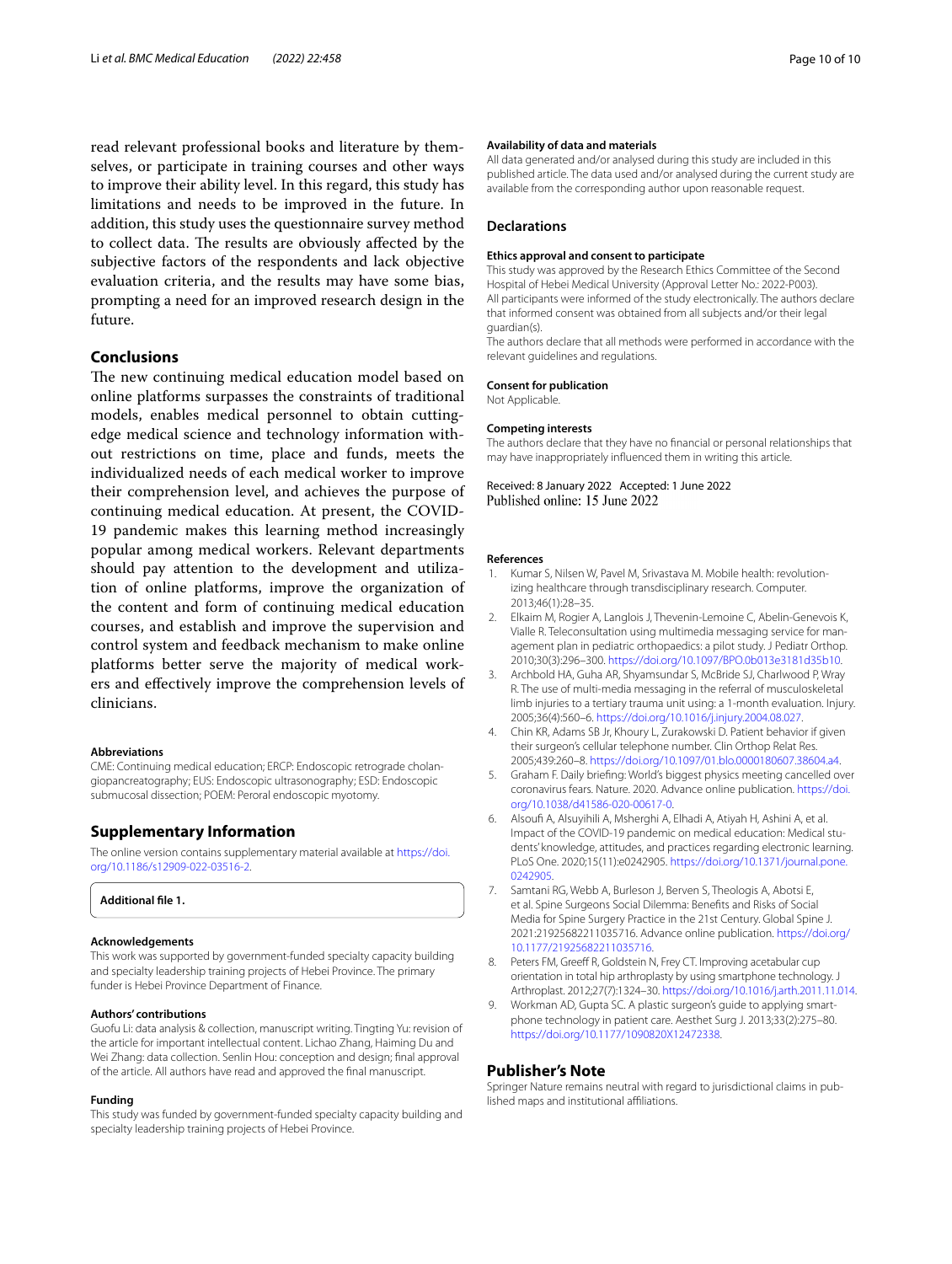read relevant professional books and literature by themselves, or participate in training courses and other ways to improve their ability level. In this regard, this study has limitations and needs to be improved in the future. In addition, this study uses the questionnaire survey method to collect data. The results are obviously affected by the subjective factors of the respondents and lack objective evaluation criteria, and the results may have some bias, prompting a need for an improved research design in the future.

## Conclusions

The new continuing medical education model based on online platforms surpasses the constraints of traditional models, enables medical personnel to obtain cutting-edge medical science and technology information without restrictions on time, place and funds, meets the individualized needs of each medical worker to improve their comprehension level, and achieves the purpose of continuing medical education. At present, the COVID-19 pandemic makes this learning method increasingly popular among medical workers. Relevant departments should pay attention to the development and utilization of online platforms, improve the organization of the content and form of continuing medical education courses, and establish and improve the supervision and control system and feedback mechanism to make online platforms better serve the majority of medical workers and effectively improve the comprehension levels of clinicians.

#### Abbreviations

CME: Continuing medical education; ERCP: Endoscopic retrograde cholangiopancreatography; EUS: Endoscopic ultrasonography; ESD: Endoscopic submucosal dissection; POEM: Peroral endoscopic myotomy.

## Supplementary Information

The online version contains supplementary material available at https://doi.org/10.1186/s12909-022-03516-2.

**Additional file 1.**

#### Acknowledgements

This work was supported by government-funded specialty capacity building and specialty leadership training projects of Hebei Province. The primary funder is Hebei Province Department of Finance.

#### Authors' contributions

Guofu Li: data analysis & collection, manuscript writing. Tingting Yu: revision of the article for important intellectual content. Lichao Zhang, Haiming Du and Wei Zhang: data collection. Senlin Hou: conception and design; final approval of the article. All authors have read and approved the final manuscript.

#### Funding

This study was funded by government-funded specialty capacity building and specialty leadership training projects of Hebei Province.

#### Availability of data and materials

All data generated and/or analysed during this study are included in this published article. The data used and/or analysed during the current study are available from the corresponding author upon reasonable request.

## Declarations

#### Ethics approval and consent to participate

This study was approved by the Research Ethics Committee of the Second Hospital of Hebei Medical University (Approval Letter No.: 2022-P003). All participants were informed of the study electronically. The authors declare that informed consent was obtained from all subjects and/or their legal guardian(s).

The authors declare that all methods were performed in accordance with the relevant guidelines and regulations.

#### Consent for publication

Not Applicable.

#### Competing interests

The authors declare that they have no financial or personal relationships that may have inappropriately influenced them in writing this article.

Received: 8 January 2022 Accepted: 1 June 2022
Published online: 15 June 2022

#### References

1. Kumar S, Nilsen W, Pavel M, Srivastava M. Mobile health: revolutionizing healthcare through transdisciplinary research. Computer. 2013;46(1):28–35.
2. Elkaim M, Rogier A, Langlois J, Thevenin-Lemoine C, Abelin-Genevois K, Vialle R. Teleconsultation using multimedia messaging service for management plan in pediatric orthopaedics: a pilot study. J Pediatr Orthop. 2010;30(3):296–300. https://doi.org/10.1097/BPO.0b013e3181d35b10.
3. Archbold HA, Guha AR, Shyamsundar S, McBride SJ, Charlwood P, Wray R. The use of multi-media messaging in the referral of musculoskeletal limb injuries to a tertiary trauma unit using: a 1-month evaluation. Injury. 2005;36(4):560–6. https://doi.org/10.1016/j.injury.2004.08.027.
4. Chin KR, Adams SB Jr, Khoury L, Zurakowski D. Patient behavior if given their surgeon's cellular telephone number. Clin Orthop Relat Res. 2005;439:260–8. https://doi.org/10.1097/01.blo.0000180607.38604.a4.
5. Graham F. Daily briefing: World's biggest physics meeting cancelled over coronavirus fears. Nature. 2020. Advance online publication. https://doi.org/10.1038/d41586-020-00617-0.
6. Alsoufi A, Alsuyihili A, Msherghi A, Elhadi A, Atiyah H, Ashini A, et al. Impact of the COVID-19 pandemic on medical education: Medical students' knowledge, attitudes, and practices regarding electronic learning. PLoS One. 2020;15(11):e0242905. https://doi.org/10.1371/journal.pone.0242905.
7. Samtani RG, Webb A, Burleson J, Berven S, Theologis A, Abotsi E, et al. Spine Surgeons Social Dilemma: Benefits and Risks of Social Media for Spine Surgery Practice in the 21st Century. Global Spine J. 2021:21925682211035716. Advance online publication. https://doi.org/10.1177/21925682211035716.
8. Peters FM, Greeff R, Goldstein N, Frey CT. Improving acetabular cup orientation in total hip arthroplasty by using smartphone technology. J Arthroplast. 2012;27(7):1324–30. https://doi.org/10.1016/j.arth.2011.11.014.
9. Workman AD, Gupta SC. A plastic surgeon's guide to applying smartphone technology in patient care. Aesthet Surg J. 2013;33(2):275–80. https://doi.org/10.1177/1090820X12472338.

## Publisher's Note

Springer Nature remains neutral with regard to jurisdictional claims in published maps and institutional affiliations.